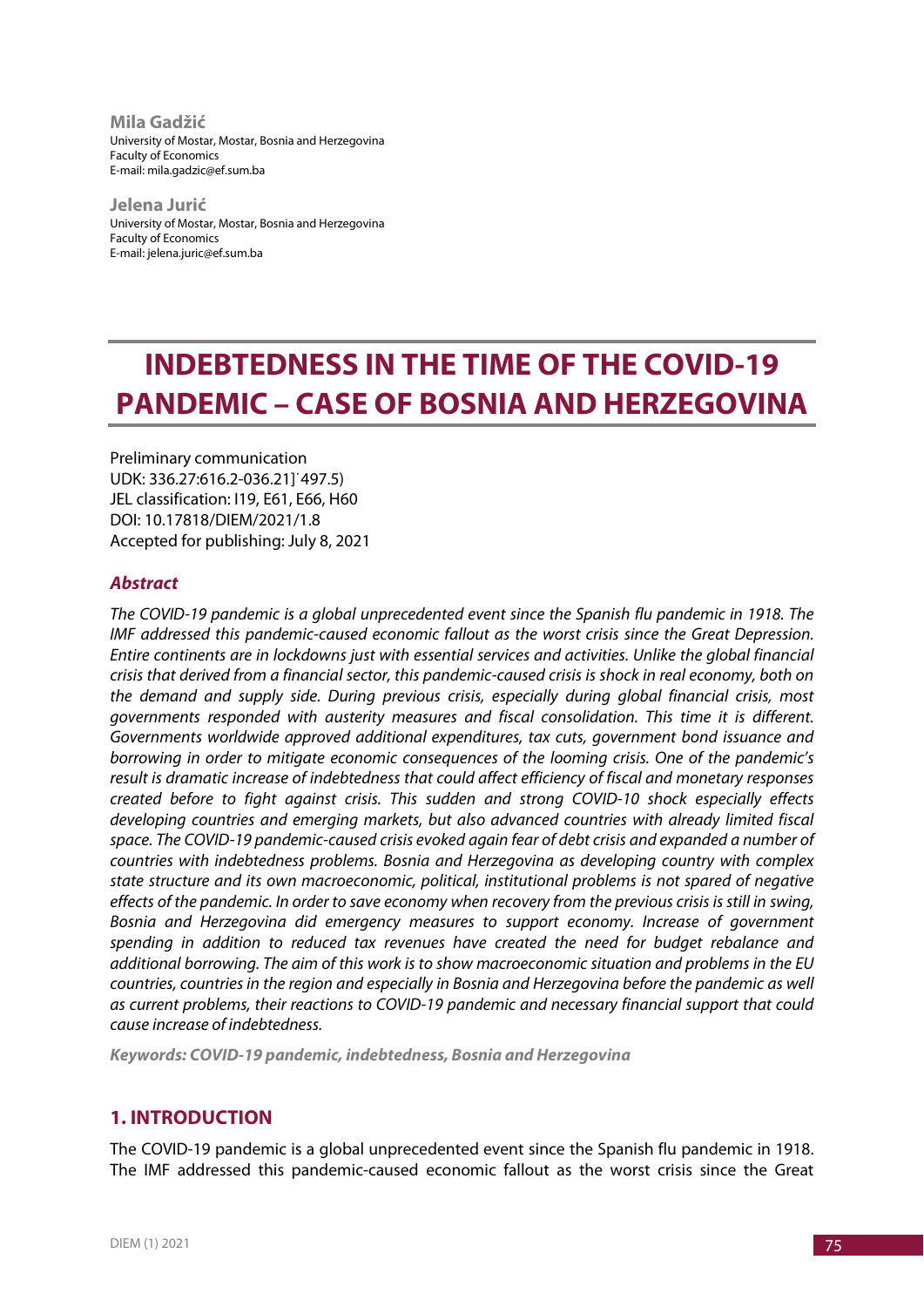**Mila Gadžić**
University of Mostar, Mostar, Bosnia and Herzegovina
Faculty of Economics
E-mail: mila.gadzic@ef.sum.ba

**Jelena Jurić**
University of Mostar, Mostar, Bosnia and Herzegovina
Faculty of Economics
E-mail: jelena.juric@ef.sum.ba

# INDEBTEDNESS IN THE TIME OF THE COVID-19 PANDEMIC – CASE OF BOSNIA AND HERZEGOVINA

Preliminary communication
UDK: 336.27:616.2-036.21](497.5)
JEL classification: I19, E61, E66, H60
DOI: 10.17818/DIEM/2021/1.8
Accepted for publishing: July 8, 2021

### *Abstract*

*The COVID-19 pandemic is a global unprecedented event since the Spanish flu pandemic in 1918. The IMF addressed this pandemic-caused economic fallout as the worst crisis since the Great Depression. Entire continents are in lockdowns just with essential services and activities. Unlike the global financial crisis that derived from a financial sector, this pandemic-caused crisis is shock in real economy, both on the demand and supply side. During previous crisis, especially during global financial crisis, most governments responded with austerity measures and fiscal consolidation. This time it is different. Governments worldwide approved additional expenditures, tax cuts, government bond issuance and borrowing in order to mitigate economic consequences of the looming crisis. One of the pandemic's result is dramatic increase of indebtedness that could affect efficiency of fiscal and monetary responses created before to fight against crisis. This sudden and strong COVID-10 shock especially effects developing countries and emerging markets, but also advanced countries with already limited fiscal space. The COVID-19 pandemic-caused crisis evoked again fear of debt crisis and expanded a number of countries with indebtedness problems. Bosnia and Herzegovina as developing country with complex state structure and its own macroeconomic, political, institutional problems is not spared of negative effects of the pandemic. In order to save economy when recovery from the previous crisis is still in swing, Bosnia and Herzegovina did emergency measures to support economy. Increase of government spending in addition to reduced tax revenues have created the need for budget rebalance and additional borrowing. The aim of this work is to show macroeconomic situation and problems in the EU countries, countries in the region and especially in Bosnia and Herzegovina before the pandemic as well as current problems, their reactions to COVID-19 pandemic and necessary financial support that could cause increase of indebtedness.*

***Keywords: COVID-19 pandemic, indebtedness, Bosnia and Herzegovina***

## 1. INTRODUCTION

The COVID-19 pandemic is a global unprecedented event since the Spanish flu pandemic in 1918. The IMF addressed this pandemic-caused economic fallout as the worst crisis since the Great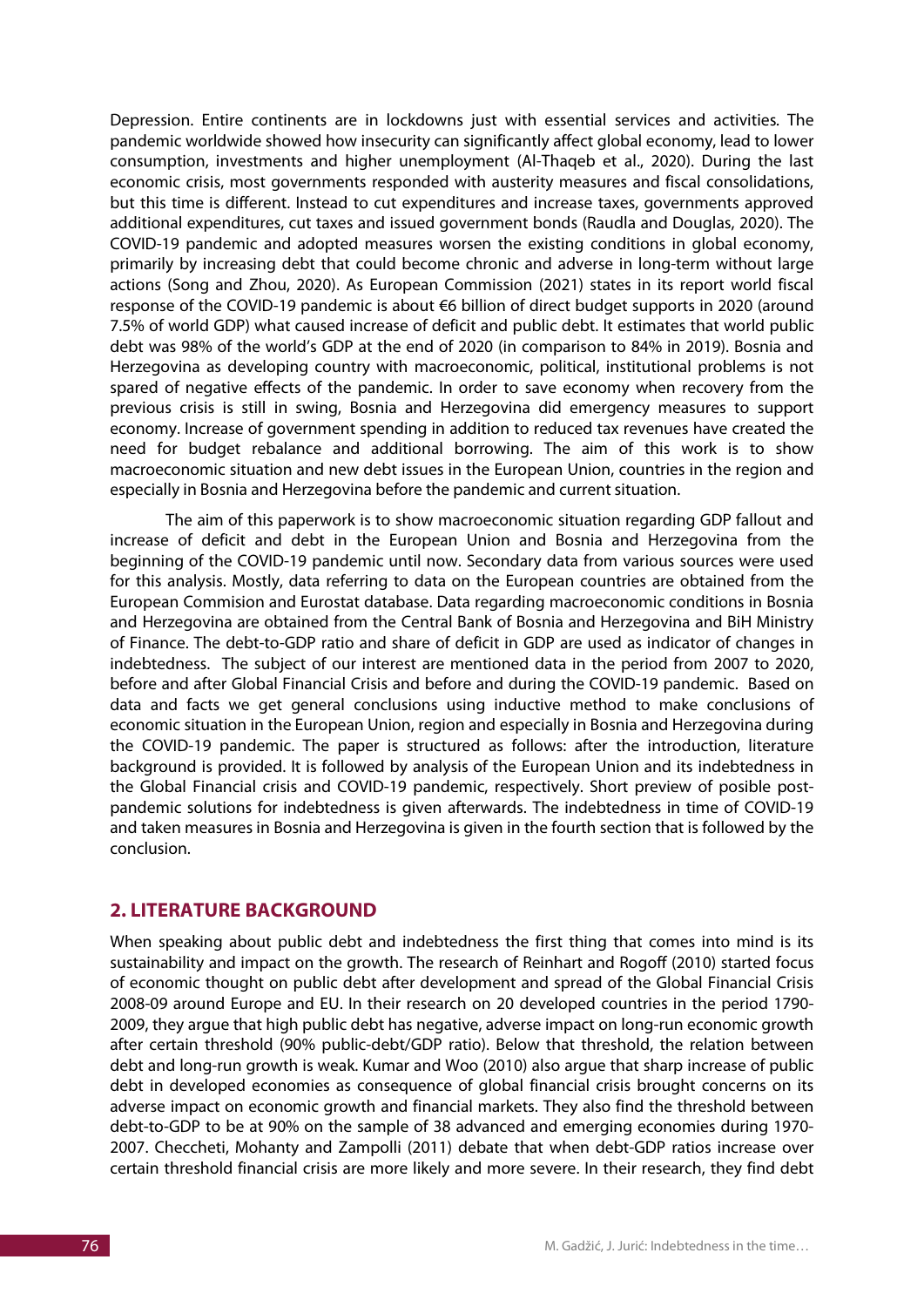Depression. Entire continents are in lockdowns just with essential services and activities. The pandemic worldwide showed how insecurity can significantly affect global economy, lead to lower consumption, investments and higher unemployment (Al-Thaqeb et al., 2020). During the last economic crisis, most governments responded with austerity measures and fiscal consolidations, but this time is different. Instead to cut expenditures and increase taxes, governments approved additional expenditures, cut taxes and issued government bonds (Raudla and Douglas, 2020). The COVID-19 pandemic and adopted measures worsen the existing conditions in global economy, primarily by increasing debt that could become chronic and adverse in long-term without large actions (Song and Zhou, 2020). As European Commission (2021) states in its report world fiscal response of the COVID-19 pandemic is about €6 billion of direct budget supports in 2020 (around 7.5% of world GDP) what caused increase of deficit and public debt. It estimates that world public debt was 98% of the world's GDP at the end of 2020 (in comparison to 84% in 2019). Bosnia and Herzegovina as developing country with macroeconomic, political, institutional problems is not spared of negative effects of the pandemic. In order to save economy when recovery from the previous crisis is still in swing, Bosnia and Herzegovina did emergency measures to support economy. Increase of government spending in addition to reduced tax revenues have created the need for budget rebalance and additional borrowing. The aim of this work is to show macroeconomic situation and new debt issues in the European Union, countries in the region and especially in Bosnia and Herzegovina before the pandemic and current situation.

The aim of this paperwork is to show macroeconomic situation regarding GDP fallout and increase of deficit and debt in the European Union and Bosnia and Herzegovina from the beginning of the COVID-19 pandemic until now. Secondary data from various sources were used for this analysis. Mostly, data referring to data on the European countries are obtained from the European Commision and Eurostat database. Data regarding macroeconomic conditions in Bosnia and Herzegovina are obtained from the Central Bank of Bosnia and Herzegovina and BiH Ministry of Finance. The debt-to-GDP ratio and share of deficit in GDP are used as indicator of changes in indebtedness. The subject of our interest are mentioned data in the period from 2007 to 2020, before and after Global Financial Crisis and before and during the COVID-19 pandemic. Based on data and facts we get general conclusions using inductive method to make conclusions of economic situation in the European Union, region and especially in Bosnia and Herzegovina during the COVID-19 pandemic. The paper is structured as follows: after the introduction, literature background is provided. It is followed by analysis of the European Union and its indebtedness in the Global Financial crisis and COVID-19 pandemic, respectively. Short preview of posible post-pandemic solutions for indebtedness is given afterwards. The indebtedness in time of COVID-19 and taken measures in Bosnia and Herzegovina is given in the fourth section that is followed by the conclusion.

## 2. LITERATURE BACKGROUND

When speaking about public debt and indebtedness the first thing that comes into mind is its sustainability and impact on the growth. The research of Reinhart and Rogoff (2010) started focus of economic thought on public debt after development and spread of the Global Financial Crisis 2008-09 around Europe and EU. In their research on 20 developed countries in the period 1790-2009, they argue that high public debt has negative, adverse impact on long-run economic growth after certain threshold (90% public-debt/GDP ratio). Below that threshold, the relation between debt and long-run growth is weak. Kumar and Woo (2010) also argue that sharp increase of public debt in developed economies as consequence of global financial crisis brought concerns on its adverse impact on economic growth and financial markets. They also find the threshold between debt-to-GDP to be at 90% on the sample of 38 advanced and emerging economies during 1970-2007. Checcheti, Mohanty and Zampolli (2011) debate that when debt-GDP ratios increase over certain threshold financial crisis are more likely and more severe. In their research, they find debt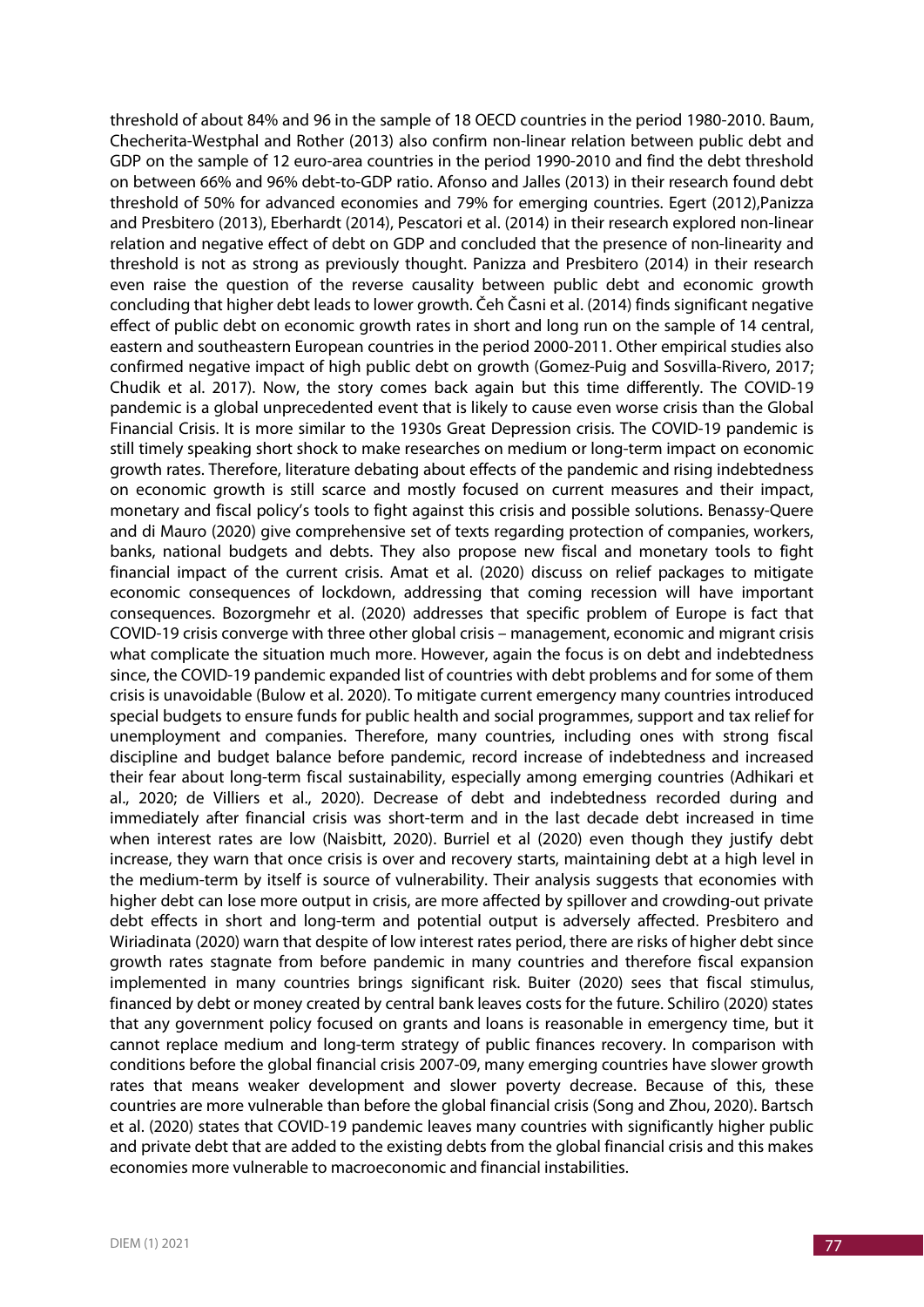threshold of about 84% and 96 in the sample of 18 OECD countries in the period 1980-2010. Baum, Checherita-Westphal and Rother (2013) also confirm non-linear relation between public debt and GDP on the sample of 12 euro-area countries in the period 1990-2010 and find the debt threshold on between 66% and 96% debt-to-GDP ratio. Afonso and Jalles (2013) in their research found debt threshold of 50% for advanced economies and 79% for emerging countries. Egert (2012),Panizza and Presbitero (2013), Eberhardt (2014), Pescatori et al. (2014) in their research explored non-linear relation and negative effect of debt on GDP and concluded that the presence of non-linearity and threshold is not as strong as previously thought. Panizza and Presbitero (2014) in their research even raise the question of the reverse causality between public debt and economic growth concluding that higher debt leads to lower growth. Čeh Časni et al. (2014) finds significant negative effect of public debt on economic growth rates in short and long run on the sample of 14 central, eastern and southeastern European countries in the period 2000-2011. Other empirical studies also confirmed negative impact of high public debt on growth (Gomez-Puig and Sosvilla-Rivero, 2017; Chudik et al. 2017). Now, the story comes back again but this time differently. The COVID-19 pandemic is a global unprecedented event that is likely to cause even worse crisis than the Global Financial Crisis. It is more similar to the 1930s Great Depression crisis. The COVID-19 pandemic is still timely speaking short shock to make researches on medium or long-term impact on economic growth rates. Therefore, literature debating about effects of the pandemic and rising indebtedness on economic growth is still scarce and mostly focused on current measures and their impact, monetary and fiscal policy's tools to fight against this crisis and possible solutions. Benassy-Quere and di Mauro (2020) give comprehensive set of texts regarding protection of companies, workers, banks, national budgets and debts. They also propose new fiscal and monetary tools to fight financial impact of the current crisis. Amat et al. (2020) discuss on relief packages to mitigate economic consequences of lockdown, addressing that coming recession will have important consequences. Bozorgmehr et al. (2020) addresses that specific problem of Europe is fact that COVID-19 crisis converge with three other global crisis – management, economic and migrant crisis what complicate the situation much more. However, again the focus is on debt and indebtedness since, the COVID-19 pandemic expanded list of countries with debt problems and for some of them crisis is unavoidable (Bulow et al. 2020). To mitigate current emergency many countries introduced special budgets to ensure funds for public health and social programmes, support and tax relief for unemployment and companies. Therefore, many countries, including ones with strong fiscal discipline and budget balance before pandemic, record increase of indebtedness and increased their fear about long-term fiscal sustainability, especially among emerging countries (Adhikari et al., 2020; de Villiers et al., 2020). Decrease of debt and indebtedness recorded during and immediately after financial crisis was short-term and in the last decade debt increased in time when interest rates are low (Naisbitt, 2020). Burriel et al (2020) even though they justify debt increase, they warn that once crisis is over and recovery starts, maintaining debt at a high level in the medium-term by itself is source of vulnerability. Their analysis suggests that economies with higher debt can lose more output in crisis, are more affected by spillover and crowding-out private debt effects in short and long-term and potential output is adversely affected. Presbitero and Wiriadinata (2020) warn that despite of low interest rates period, there are risks of higher debt since growth rates stagnate from before pandemic in many countries and therefore fiscal expansion implemented in many countries brings significant risk. Buiter (2020) sees that fiscal stimulus, financed by debt or money created by central bank leaves costs for the future. Schiliro (2020) states that any government policy focused on grants and loans is reasonable in emergency time, but it cannot replace medium and long-term strategy of public finances recovery. In comparison with conditions before the global financial crisis 2007-09, many emerging countries have slower growth rates that means weaker development and slower poverty decrease. Because of this, these countries are more vulnerable than before the global financial crisis (Song and Zhou, 2020). Bartsch et al. (2020) states that COVID-19 pandemic leaves many countries with significantly higher public and private debt that are added to the existing debts from the global financial crisis and this makes economies more vulnerable to macroeconomic and financial instabilities.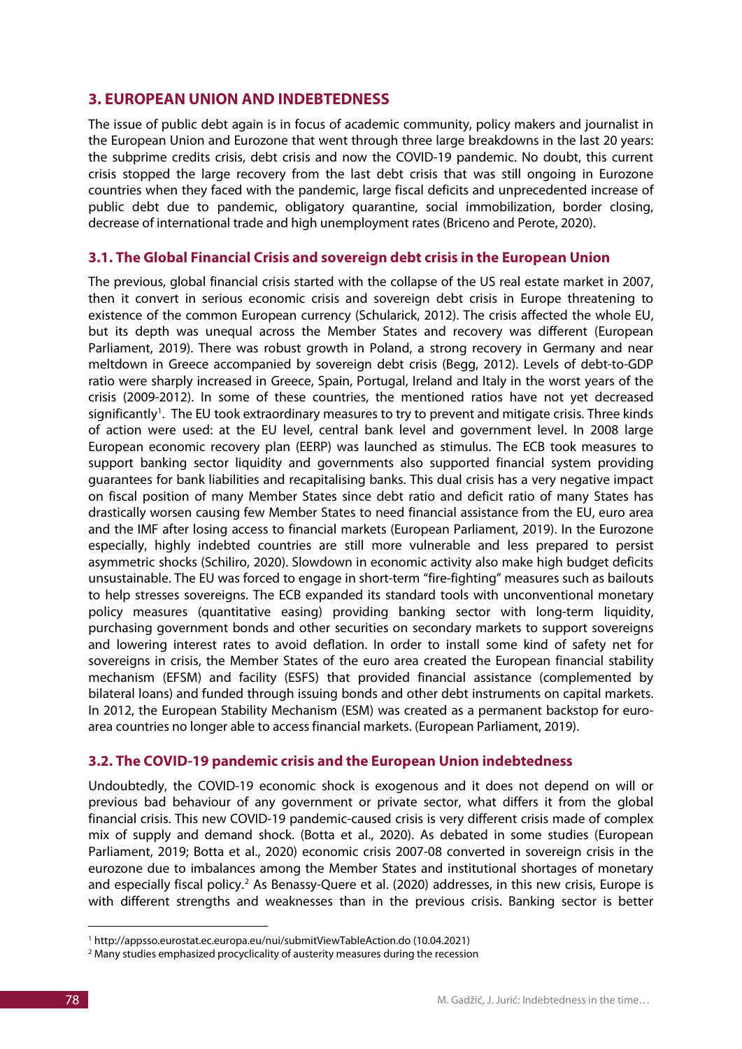## 3. EUROPEAN UNION AND INDEBTEDNESS

The issue of public debt again is in focus of academic community, policy makers and journalist in the European Union and Eurozone that went through three large breakdowns in the last 20 years: the subprime credits crisis, debt crisis and now the COVID-19 pandemic. No doubt, this current crisis stopped the large recovery from the last debt crisis that was still ongoing in Eurozone countries when they faced with the pandemic, large fiscal deficits and unprecedented increase of public debt due to pandemic, obligatory quarantine, social immobilization, border closing, decrease of international trade and high unemployment rates (Briceno and Perote, 2020).

### 3.1. The Global Financial Crisis and sovereign debt crisis in the European Union

The previous, global financial crisis started with the collapse of the US real estate market in 2007, then it convert in serious economic crisis and sovereign debt crisis in Europe threatening to existence of the common European currency (Schularick, 2012). The crisis affected the whole EU, but its depth was unequal across the Member States and recovery was different (European Parliament, 2019). There was robust growth in Poland, a strong recovery in Germany and near meltdown in Greece accompanied by sovereign debt crisis (Begg, 2012). Levels of debt-to-GDP ratio were sharply increased in Greece, Spain, Portugal, Ireland and Italy in the worst years of the crisis (2009-2012). In some of these countries, the mentioned ratios have not yet decreased significantly[1]. The EU took extraordinary measures to try to prevent and mitigate crisis. Three kinds of action were used: at the EU level, central bank level and government level. In 2008 large European economic recovery plan (EERP) was launched as stimulus. The ECB took measures to support banking sector liquidity and governments also supported financial system providing guarantees for bank liabilities and recapitalising banks. This dual crisis has a very negative impact on fiscal position of many Member States since debt ratio and deficit ratio of many States has drastically worsen causing few Member States to need financial assistance from the EU, euro area and the IMF after losing access to financial markets (European Parliament, 2019). In the Eurozone especially, highly indebted countries are still more vulnerable and less prepared to persist asymmetric shocks (Schiliro, 2020). Slowdown in economic activity also make high budget deficits unsustainable. The EU was forced to engage in short-term "fire-fighting" measures such as bailouts to help stresses sovereigns. The ECB expanded its standard tools with unconventional monetary policy measures (quantitative easing) providing banking sector with long-term liquidity, purchasing government bonds and other securities on secondary markets to support sovereigns and lowering interest rates to avoid deflation. In order to install some kind of safety net for sovereigns in crisis, the Member States of the euro area created the European financial stability mechanism (EFSM) and facility (ESFS) that provided financial assistance (complemented by bilateral loans) and funded through issuing bonds and other debt instruments on capital markets. In 2012, the European Stability Mechanism (ESM) was created as a permanent backstop for euro-area countries no longer able to access financial markets. (European Parliament, 2019).

### 3.2. The COVID-19 pandemic crisis and the European Union indebtedness

Undoubtedly, the COVID-19 economic shock is exogenous and it does not depend on will or previous bad behaviour of any government or private sector, what differs it from the global financial crisis. This new COVID-19 pandemic-caused crisis is very different crisis made of complex mix of supply and demand shock. (Botta et al., 2020). As debated in some studies (European Parliament, 2019; Botta et al., 2020) economic crisis 2007-08 converted in sovereign crisis in the eurozone due to imbalances among the Member States and institutional shortages of monetary and especially fiscal policy.[2] As Benassy-Quere et al. (2020) addresses, in this new crisis, Europe is with different strengths and weaknesses than in the previous crisis. Banking sector is better

---

[1] http://appsso.eurostat.ec.europa.eu/nui/submitViewTableAction.do (10.04.2021)

[2] Many studies emphasized procyclicality of austerity measures during the recession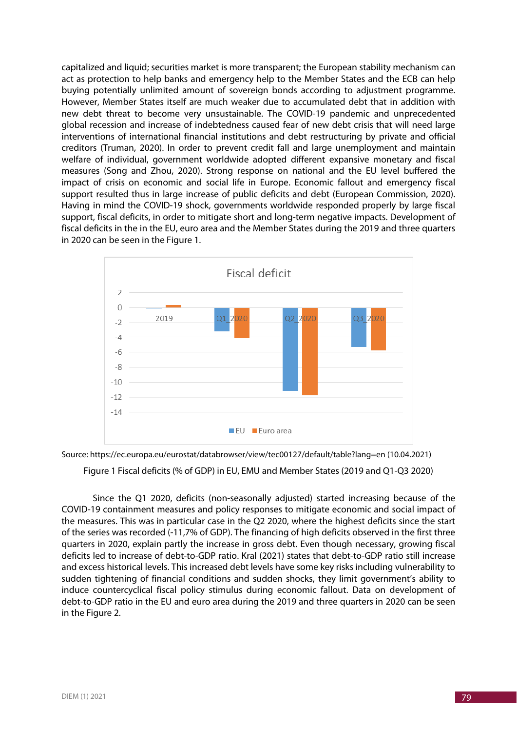capitalized and liquid; securities market is more transparent; the European stability mechanism can act as protection to help banks and emergency help to the Member States and the ECB can help buying potentially unlimited amount of sovereign bonds according to adjustment programme. However, Member States itself are much weaker due to accumulated debt that in addition with new debt threat to become very unsustainable. The COVID-19 pandemic and unprecedented global recession and increase of indebtedness caused fear of new debt crisis that will need large interventions of international financial institutions and debt restructuring by private and official creditors (Truman, 2020). In order to prevent credit fall and large unemployment and maintain welfare of individual, government worldwide adopted different expansive monetary and fiscal measures (Song and Zhou, 2020). Strong response on national and the EU level buffered the impact of crisis on economic and social life in Europe. Economic fallout and emergency fiscal support resulted thus in large increase of public deficits and debt (European Commission, 2020). Having in mind the COVID-19 shock, governments worldwide responded properly by large fiscal support, fiscal deficits, in order to mitigate short and long-term negative impacts. Development of fiscal deficits in the in the EU, euro area and the Member States during the 2019 and three quarters in 2020 can be seen in the Figure 1.

Source: https://ec.europa.eu/eurostat/databrowser/view/tec00127/default/table?lang=en (10.04.2021)

Figure 1 Fiscal deficits (% of GDP) in EU, EMU and Member States (2019 and Q1-Q3 2020)

Since the Q1 2020, deficits (non-seasonally adjusted) started increasing because of the COVID-19 containment measures and policy responses to mitigate economic and social impact of the measures. This was in particular case in the Q2 2020, where the highest deficits since the start of the series was recorded (-11,7% of GDP). The financing of high deficits observed in the first three quarters in 2020, explain partly the increase in gross debt. Even though necessary, growing fiscal deficits led to increase of debt-to-GDP ratio. Kral (2021) states that debt-to-GDP ratio still increase and excess historical levels. This increased debt levels have some key risks including vulnerability to sudden tightening of financial conditions and sudden shocks, they limit government's ability to induce countercyclical fiscal policy stimulus during economic fallout. Data on development of debt-to-GDP ratio in the EU and euro area during the 2019 and three quarters in 2020 can be seen in the Figure 2.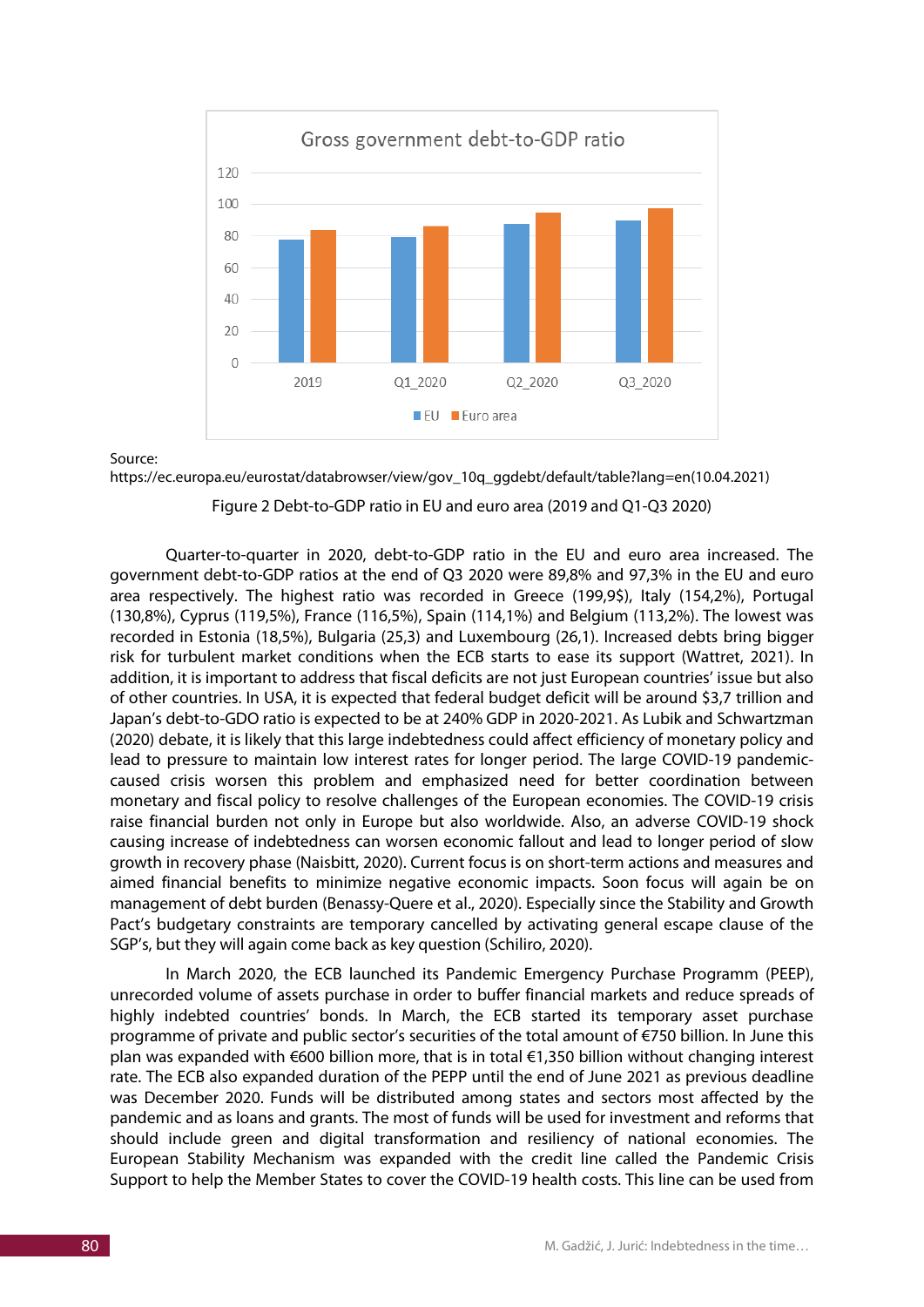Source: https://ec.europa.eu/eurostat/databrowser/view/gov_10q_ggdebt/default/table?lang=en(10.04.2021)

Figure 2 Debt-to-GDP ratio in EU and euro area (2019 and Q1-Q3 2020)

Quarter-to-quarter in 2020, debt-to-GDP ratio in the EU and euro area increased. The government debt-to-GDP ratios at the end of Q3 2020 were 89,8% and 97,3% in the EU and euro area respectively. The highest ratio was recorded in Greece (199,9$), Italy (154,2%), Portugal (130,8%), Cyprus (119,5%), France (116,5%), Spain (114,1%) and Belgium (113,2%). The lowest was recorded in Estonia (18,5%), Bulgaria (25,3) and Luxembourg (26,1). Increased debts bring bigger risk for turbulent market conditions when the ECB starts to ease its support (Wattret, 2021). In addition, it is important to address that fiscal deficits are not just European countries' issue but also of other countries. In USA, it is expected that federal budget deficit will be around $3,7 trillion and Japan's debt-to-GDO ratio is expected to be at 240% GDP in 2020-2021. As Lubik and Schwartzman (2020) debate, it is likely that this large indebtedness could affect efficiency of monetary policy and lead to pressure to maintain low interest rates for longer period. The large COVID-19 pandemic-caused crisis worsen this problem and emphasized need for better coordination between monetary and fiscal policy to resolve challenges of the European economies. The COVID-19 crisis raise financial burden not only in Europe but also worldwide. Also, an adverse COVID-19 shock causing increase of indebtedness can worsen economic fallout and lead to longer period of slow growth in recovery phase (Naisbitt, 2020). Current focus is on short-term actions and measures and aimed financial benefits to minimize negative economic impacts. Soon focus will again be on management of debt burden (Benassy-Quere et al., 2020). Especially since the Stability and Growth Pact's budgetary constraints are temporary cancelled by activating general escape clause of the SGP's, but they will again come back as key question (Schiliro, 2020).

In March 2020, the ECB launched its Pandemic Emergency Purchase Programm (PEEP), unrecorded volume of assets purchase in order to buffer financial markets and reduce spreads of highly indebted countries' bonds. In March, the ECB started its temporary asset purchase programme of private and public sector's securities of the total amount of €750 billion. In June this plan was expanded with €600 billion more, that is in total €1,350 billion without changing interest rate. The ECB also expanded duration of the PEPP until the end of June 2021 as previous deadline was December 2020. Funds will be distributed among states and sectors most affected by the pandemic and as loans and grants. The most of funds will be used for investment and reforms that should include green and digital transformation and resiliency of national economies. The European Stability Mechanism was expanded with the credit line called the Pandemic Crisis Support to help the Member States to cover the COVID-19 health costs. This line can be used from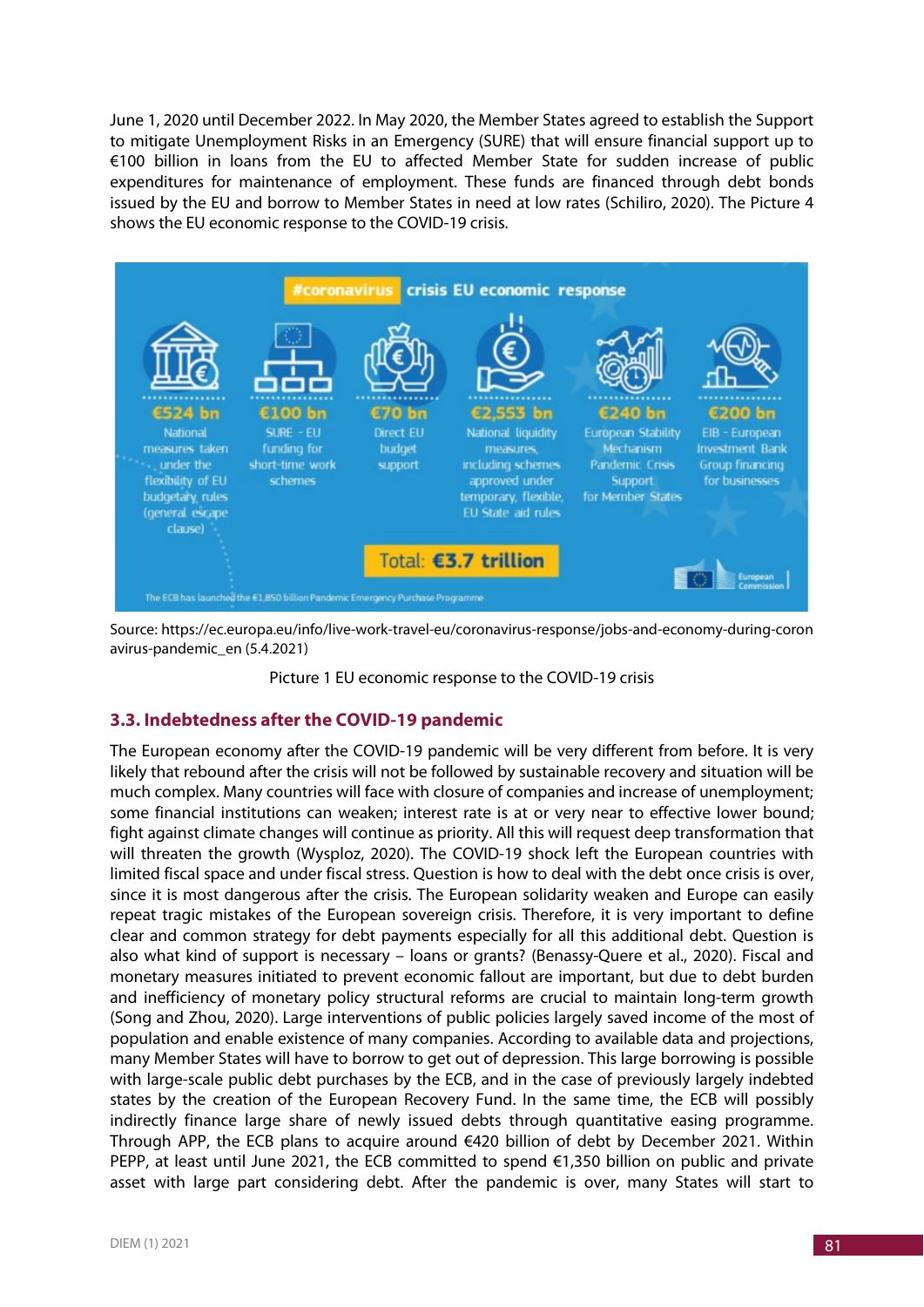June 1, 2020 until December 2022. In May 2020, the Member States agreed to establish the Support to mitigate Unemployment Risks in an Emergency (SURE) that will ensure financial support up to €100 billion in loans from the EU to affected Member State for sudden increase of public expenditures for maintenance of employment. These funds are financed through debt bonds issued by the EU and borrow to Member States in need at low rates (Schiliro, 2020). The Picture 4 shows the EU economic response to the COVID-19 crisis.

#coronavirus crisis EU economic response

- €524 bn – National measures taken under the flexibility of EU budgetary rules (general escape clause)
- €100 bn – SURE - EU funding for short-time work schemes
- €70 bn – Direct EU budget support
- €2,553 bn – National liquidity measures, including schemes approved under temporary, flexible, EU State aid rules
- €240 bn – European Stability Mechanism Pandemic Crisis Support for Member States
- €200 bn – EIB - European Investment Bank Group financing for businesses

Total: €3.7 trillion

The ECB has launched the €1,850 billion Pandemic Emergency Purchase Programme

Source: https://ec.europa.eu/info/live-work-travel-eu/coronavirus-response/jobs-and-economy-during-coronavirus-pandemic_en (5.4.2021)

Picture 1 EU economic response to the COVID-19 crisis

### 3.3. Indebtedness after the COVID-19 pandemic

The European economy after the COVID-19 pandemic will be very different from before. It is very likely that rebound after the crisis will not be followed by sustainable recovery and situation will be much complex. Many countries will face with closure of companies and increase of unemployment; some financial institutions can weaken; interest rate is at or very near to effective lower bound; fight against climate changes will continue as priority. All this will request deep transformation that will threaten the growth (Wysploz, 2020). The COVID-19 shock left the European countries with limited fiscal space and under fiscal stress. Question is how to deal with the debt once crisis is over, since it is most dangerous after the crisis. The European solidarity weaken and Europe can easily repeat tragic mistakes of the European sovereign crisis. Therefore, it is very important to define clear and common strategy for debt payments especially for all this additional debt. Question is also what kind of support is necessary – loans or grants? (Benassy-Quere et al., 2020). Fiscal and monetary measures initiated to prevent economic fallout are important, but due to debt burden and inefficiency of monetary policy structural reforms are crucial to maintain long-term growth (Song and Zhou, 2020). Large interventions of public policies largely saved income of the most of population and enable existence of many companies. According to available data and projections, many Member States will have to borrow to get out of depression. This large borrowing is possible with large-scale public debt purchases by the ECB, and in the case of previously largely indebted states by the creation of the European Recovery Fund. In the same time, the ECB will possibly indirectly finance large share of newly issued debts through quantitative easing programme. Through APP, the ECB plans to acquire around €420 billion of debt by December 2021. Within PEPP, at least until June 2021, the ECB committed to spend €1,350 billion on public and private asset with large part considering debt. After the pandemic is over, many States will start to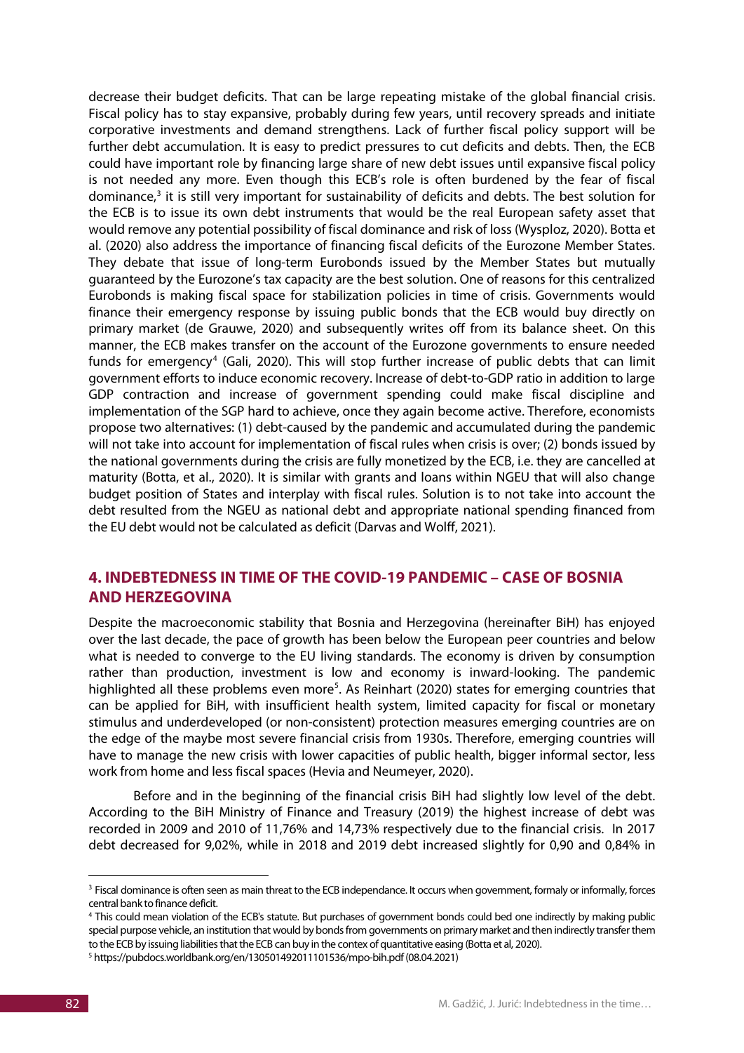decrease their budget deficits. That can be large repeating mistake of the global financial crisis. Fiscal policy has to stay expansive, probably during few years, until recovery spreads and initiate corporative investments and demand strengthens. Lack of further fiscal policy support will be further debt accumulation. It is easy to predict pressures to cut deficits and debts. Then, the ECB could have important role by financing large share of new debt issues until expansive fiscal policy is not needed any more. Even though this ECB's role is often burdened by the fear of fiscal dominance,[3] it is still very important for sustainability of deficits and debts. The best solution for the ECB is to issue its own debt instruments that would be the real European safety asset that would remove any potential possibility of fiscal dominance and risk of loss (Wysploz, 2020). Botta et al. (2020) also address the importance of financing fiscal deficits of the Eurozone Member States. They debate that issue of long-term Eurobonds issued by the Member States but mutually guaranteed by the Eurozone's tax capacity are the best solution. One of reasons for this centralized Eurobonds is making fiscal space for stabilization policies in time of crisis. Governments would finance their emergency response by issuing public bonds that the ECB would buy directly on primary market (de Grauwe, 2020) and subsequently writes off from its balance sheet. On this manner, the ECB makes transfer on the account of the Eurozone governments to ensure needed funds for emergency[4] (Gali, 2020). This will stop further increase of public debts that can limit government efforts to induce economic recovery. Increase of debt-to-GDP ratio in addition to large GDP contraction and increase of government spending could make fiscal discipline and implementation of the SGP hard to achieve, once they again become active. Therefore, economists propose two alternatives: (1) debt-caused by the pandemic and accumulated during the pandemic will not take into account for implementation of fiscal rules when crisis is over; (2) bonds issued by the national governments during the crisis are fully monetized by the ECB, i.e. they are cancelled at maturity (Botta, et al., 2020). It is similar with grants and loans within NGEU that will also change budget position of States and interplay with fiscal rules. Solution is to not take into account the debt resulted from the NGEU as national debt and appropriate national spending financed from the EU debt would not be calculated as deficit (Darvas and Wolff, 2021).

## 4. INDEBTEDNESS IN TIME OF THE COVID-19 PANDEMIC – CASE OF BOSNIA AND HERZEGOVINA

Despite the macroeconomic stability that Bosnia and Herzegovina (hereinafter BiH) has enjoyed over the last decade, the pace of growth has been below the European peer countries and below what is needed to converge to the EU living standards. The economy is driven by consumption rather than production, investment is low and economy is inward-looking. The pandemic highlighted all these problems even more[5]. As Reinhart (2020) states for emerging countries that can be applied for BiH, with insufficient health system, limited capacity for fiscal or monetary stimulus and underdeveloped (or non-consistent) protection measures emerging countries are on the edge of the maybe most severe financial crisis from 1930s. Therefore, emerging countries will have to manage the new crisis with lower capacities of public health, bigger informal sector, less work from home and less fiscal spaces (Hevia and Neumeyer, 2020).

Before and in the beginning of the financial crisis BiH had slightly low level of the debt. According to the BiH Ministry of Finance and Treasury (2019) the highest increase of debt was recorded in 2009 and 2010 of 11,76% and 14,73% respectively due to the financial crisis. In 2017 debt decreased for 9,02%, while in 2018 and 2019 debt increased slightly for 0,90 and 0,84% in

[3] Fiscal dominance is often seen as main threat to the ECB independance. It occurs when government, formaly or informally, forces central bank to finance deficit.

[4] This could mean violation of the ECB's statute. But purchases of government bonds could bed one indirectly by making public special purpose vehicle, an institution that would by bonds from governments on primary market and then indirectly transfer them to the ECB by issuing liabilities that the ECB can buy in the contex of quantitative easing (Botta et al, 2020).

[5] https://pubdocs.worldbank.org/en/130501492011101536/mpo-bih.pdf (08.04.2021)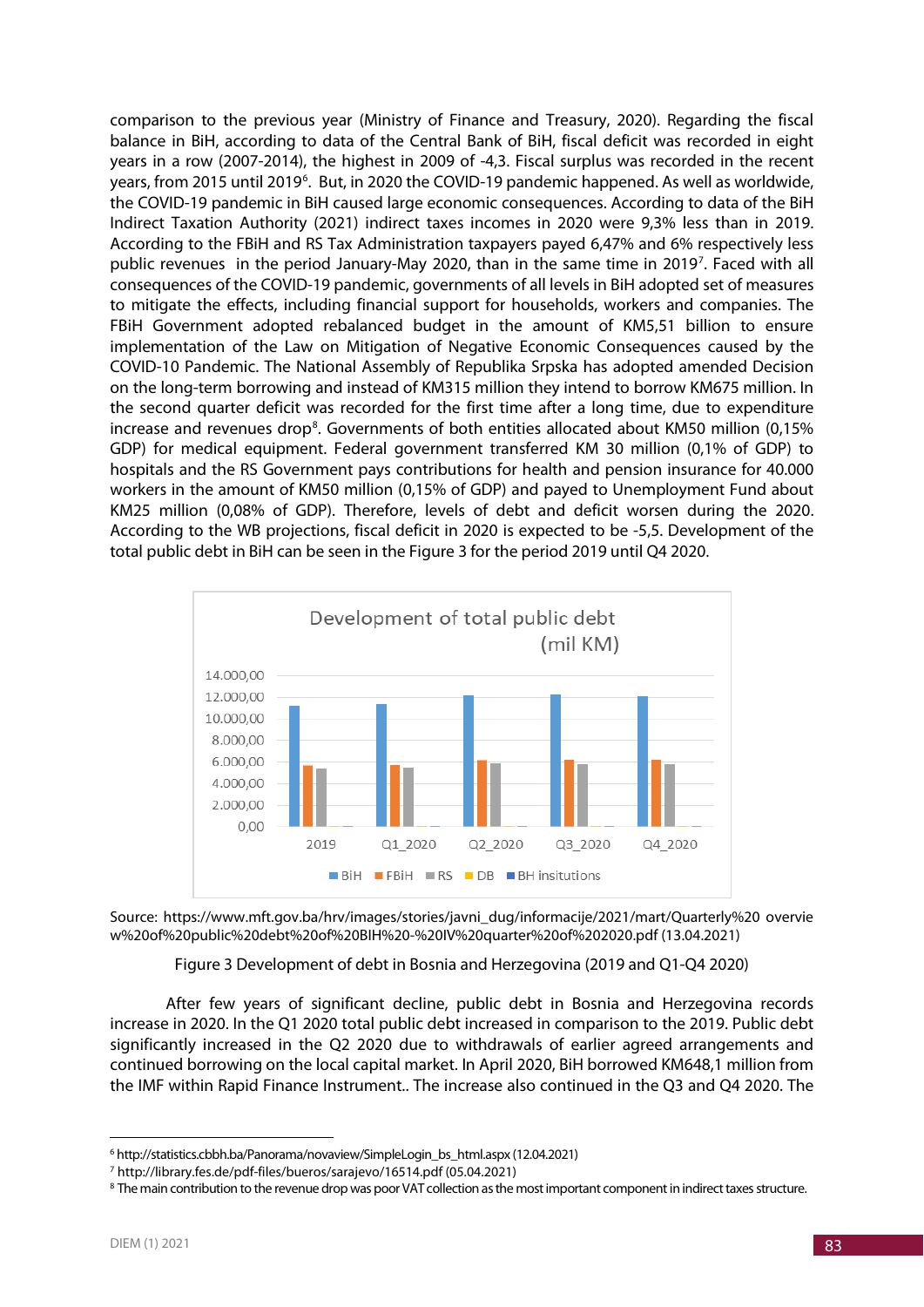comparison to the previous year (Ministry of Finance and Treasury, 2020). Regarding the fiscal balance in BiH, according to data of the Central Bank of BiH, fiscal deficit was recorded in eight years in a row (2007-2014), the highest in 2009 of -4,3. Fiscal surplus was recorded in the recent years, from 2015 until 2019[6]. But, in 2020 the COVID-19 pandemic happened. As well as worldwide, the COVID-19 pandemic in BiH caused large economic consequences. According to data of the BiH Indirect Taxation Authority (2021) indirect taxes incomes in 2020 were 9,3% less than in 2019. According to the FBiH and RS Tax Administration taxpayers payed 6,47% and 6% respectively less public revenues in the period January-May 2020, than in the same time in 2019[7]. Faced with all consequences of the COVID-19 pandemic, governments of all levels in BiH adopted set of measures to mitigate the effects, including financial support for households, workers and companies. The FBiH Government adopted rebalanced budget in the amount of KM5,51 billion to ensure implementation of the Law on Mitigation of Negative Economic Consequences caused by the COVID-10 Pandemic. The National Assembly of Republika Srpska has adopted amended Decision on the long-term borrowing and instead of KM315 million they intend to borrow KM675 million. In the second quarter deficit was recorded for the first time after a long time, due to expenditure increase and revenues drop[8]. Governments of both entities allocated about KM50 million (0,15% GDP) for medical equipment. Federal government transferred KM 30 million (0,1% of GDP) to hospitals and the RS Government pays contributions for health and pension insurance for 40.000 workers in the amount of KM50 million (0,15% of GDP) and payed to Unemployment Fund about KM25 million (0,08% of GDP). Therefore, levels of debt and deficit worsen during the 2020. According to the WB projections, fiscal deficit in 2020 is expected to be -5,5. Development of the total public debt in BiH can be seen in the Figure 3 for the period 2019 until Q4 2020.

Source: https://www.mft.gov.ba/hrv/images/stories/javni_dug/informacije/2021/mart/Quarterly%20overview%20of%20public%20debt%20of%20BIH%20-%20IV%20quarter%20of%202020.pdf (13.04.2021)

Figure 3 Development of debt in Bosnia and Herzegovina (2019 and Q1-Q4 2020)

After few years of significant decline, public debt in Bosnia and Herzegovina records increase in 2020. In the Q1 2020 total public debt increased in comparison to the 2019. Public debt significantly increased in the Q2 2020 due to withdrawals of earlier agreed arrangements and continued borrowing on the local capital market. In April 2020, BiH borrowed KM648,1 million from the IMF within Rapid Finance Instrument.. The increase also continued in the Q3 and Q4 2020. The

[6] http://statistics.cbbh.ba/Panorama/novaview/SimpleLogin_bs_html.aspx (12.04.2021)

[7] http://library.fes.de/pdf-files/bueros/sarajevo/16514.pdf (05.04.2021)

[8] The main contribution to the revenue drop was poor VAT collection as the most important component in indirect taxes structure.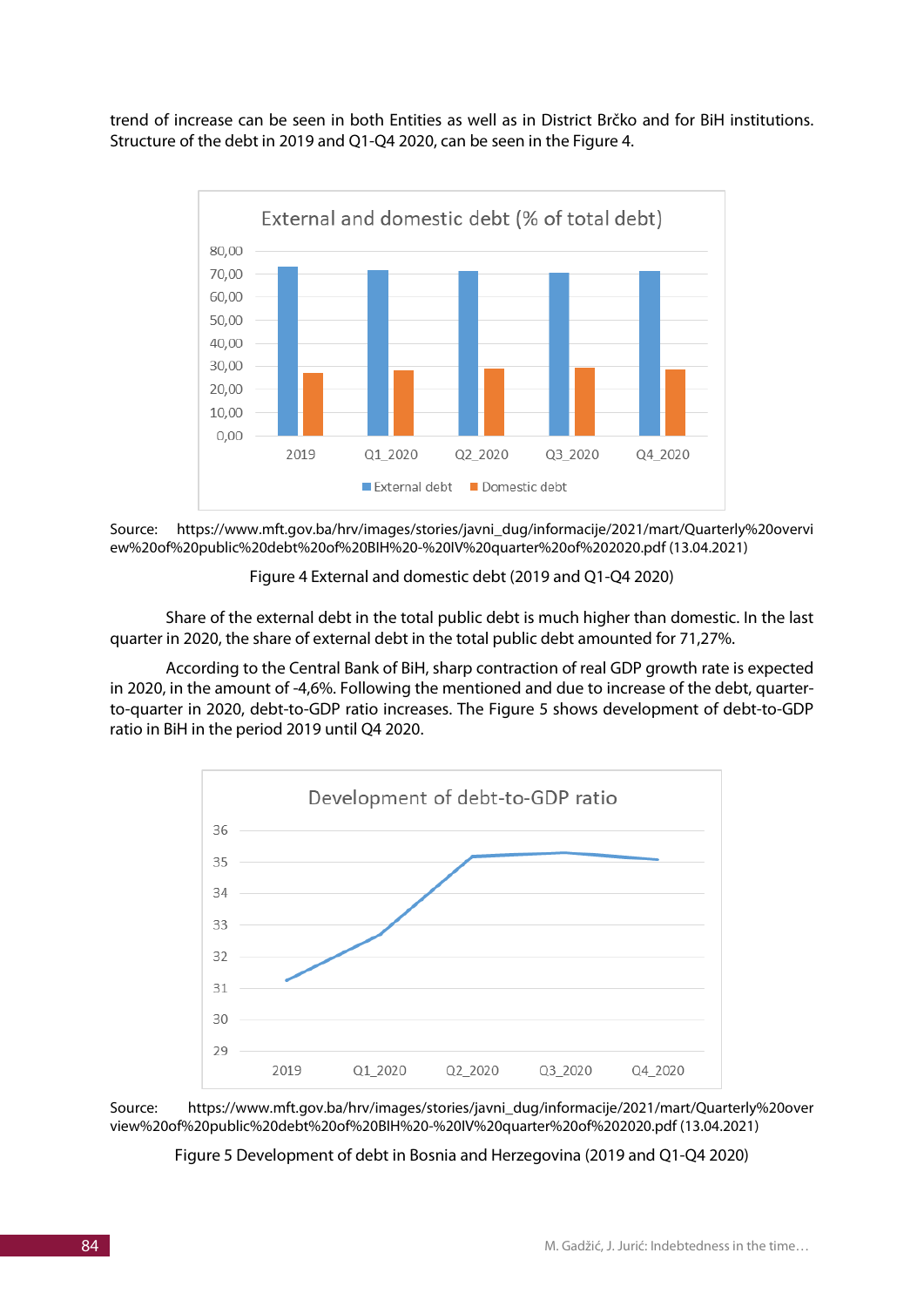trend of increase can be seen in both Entities as well as in District Brčko and for BiH institutions. Structure of the debt in 2019 and Q1-Q4 2020, can be seen in the Figure 4.

Source: https://www.mft.gov.ba/hrv/images/stories/javni_dug/informacije/2021/mart/Quarterly%20overview%20of%20public%20debt%20of%20BIH%20-%20IV%20quarter%20of%202020.pdf (13.04.2021)

Figure 4 External and domestic debt (2019 and Q1-Q4 2020)

Share of the external debt in the total public debt is much higher than domestic. In the last quarter in 2020, the share of external debt in the total public debt amounted for 71,27%.

According to the Central Bank of BiH, sharp contraction of real GDP growth rate is expected in 2020, in the amount of -4,6%. Following the mentioned and due to increase of the debt, quarter-to-quarter in 2020, debt-to-GDP ratio increases. The Figure 5 shows development of debt-to-GDP ratio in BiH in the period 2019 until Q4 2020.

Source: https://www.mft.gov.ba/hrv/images/stories/javni_dug/informacije/2021/mart/Quarterly%20overview%20of%20public%20debt%20of%20BIH%20-%20IV%20quarter%20of%202020.pdf (13.04.2021)

Figure 5 Development of debt in Bosnia and Herzegovina (2019 and Q1-Q4 2020)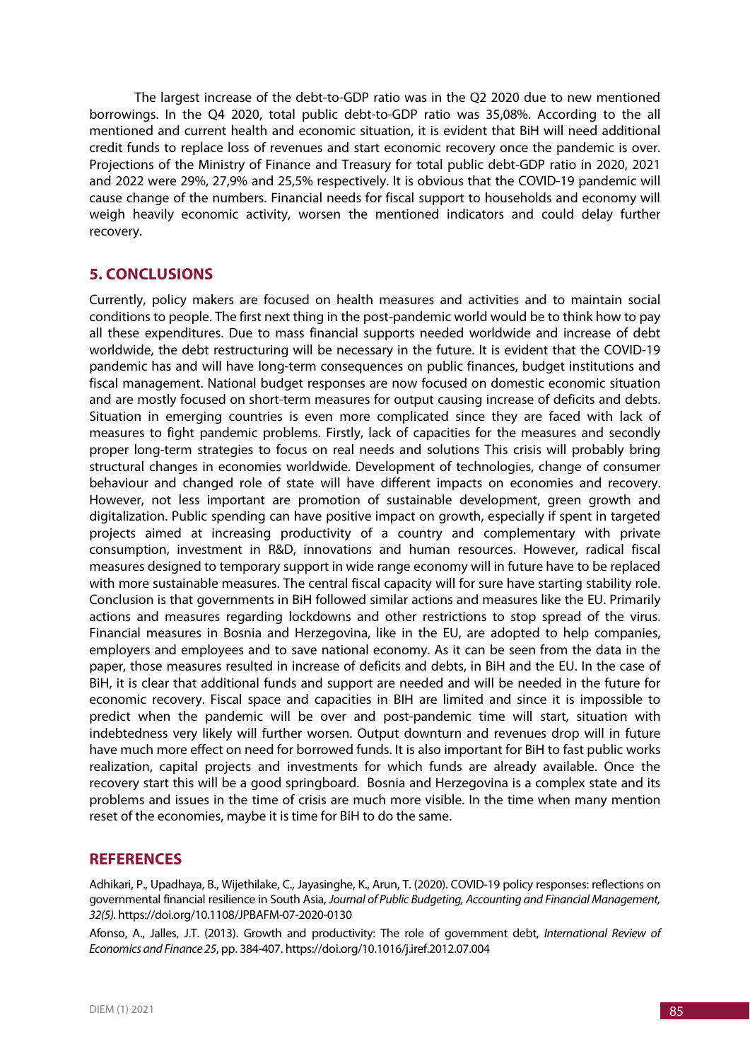The largest increase of the debt-to-GDP ratio was in the Q2 2020 due to new mentioned borrowings. In the Q4 2020, total public debt-to-GDP ratio was 35,08%. According to the all mentioned and current health and economic situation, it is evident that BiH will need additional credit funds to replace loss of revenues and start economic recovery once the pandemic is over. Projections of the Ministry of Finance and Treasury for total public debt-GDP ratio in 2020, 2021 and 2022 were 29%, 27,9% and 25,5% respectively. It is obvious that the COVID-19 pandemic will cause change of the numbers. Financial needs for fiscal support to households and economy will weigh heavily economic activity, worsen the mentioned indicators and could delay further recovery.

## 5. CONCLUSIONS

Currently, policy makers are focused on health measures and activities and to maintain social conditions to people. The first next thing in the post-pandemic world would be to think how to pay all these expenditures. Due to mass financial supports needed worldwide and increase of debt worldwide, the debt restructuring will be necessary in the future. It is evident that the COVID-19 pandemic has and will have long-term consequences on public finances, budget institutions and fiscal management. National budget responses are now focused on domestic economic situation and are mostly focused on short-term measures for output causing increase of deficits and debts. Situation in emerging countries is even more complicated since they are faced with lack of measures to fight pandemic problems. Firstly, lack of capacities for the measures and secondly proper long-term strategies to focus on real needs and solutions This crisis will probably bring structural changes in economies worldwide. Development of technologies, change of consumer behaviour and changed role of state will have different impacts on economies and recovery. However, not less important are promotion of sustainable development, green growth and digitalization. Public spending can have positive impact on growth, especially if spent in targeted projects aimed at increasing productivity of a country and complementary with private consumption, investment in R&D, innovations and human resources. However, radical fiscal measures designed to temporary support in wide range economy will in future have to be replaced with more sustainable measures. The central fiscal capacity will for sure have starting stability role. Conclusion is that governments in BiH followed similar actions and measures like the EU. Primarily actions and measures regarding lockdowns and other restrictions to stop spread of the virus. Financial measures in Bosnia and Herzegovina, like in the EU, are adopted to help companies, employers and employees and to save national economy. As it can be seen from the data in the paper, those measures resulted in increase of deficits and debts, in BiH and the EU. In the case of BiH, it is clear that additional funds and support are needed and will be needed in the future for economic recovery. Fiscal space and capacities in BIH are limited and since it is impossible to predict when the pandemic will be over and post-pandemic time will start, situation with indebtedness very likely will further worsen. Output downturn and revenues drop will in future have much more effect on need for borrowed funds. It is also important for BiH to fast public works realization, capital projects and investments for which funds are already available. Once the recovery start this will be a good springboard. Bosnia and Herzegovina is a complex state and its problems and issues in the time of crisis are much more visible. In the time when many mention reset of the economies, maybe it is time for BiH to do the same.

## REFERENCES

Adhikari, P., Upadhaya, B., Wijethilake, C., Jayasinghe, K., Arun, T. (2020). COVID-19 policy responses: reflections on governmental financial resilience in South Asia, *Journal of Public Budgeting, Accounting and Financial Management, 32(5).* https://doi.org/10.1108/JPBAFM-07-2020-0130

Afonso, A., Jalles, J.T. (2013). Growth and productivity: The role of government debt, *International Review of Economics and Finance 25*, pp. 384-407. https://doi.org/10.1016/j.iref.2012.07.004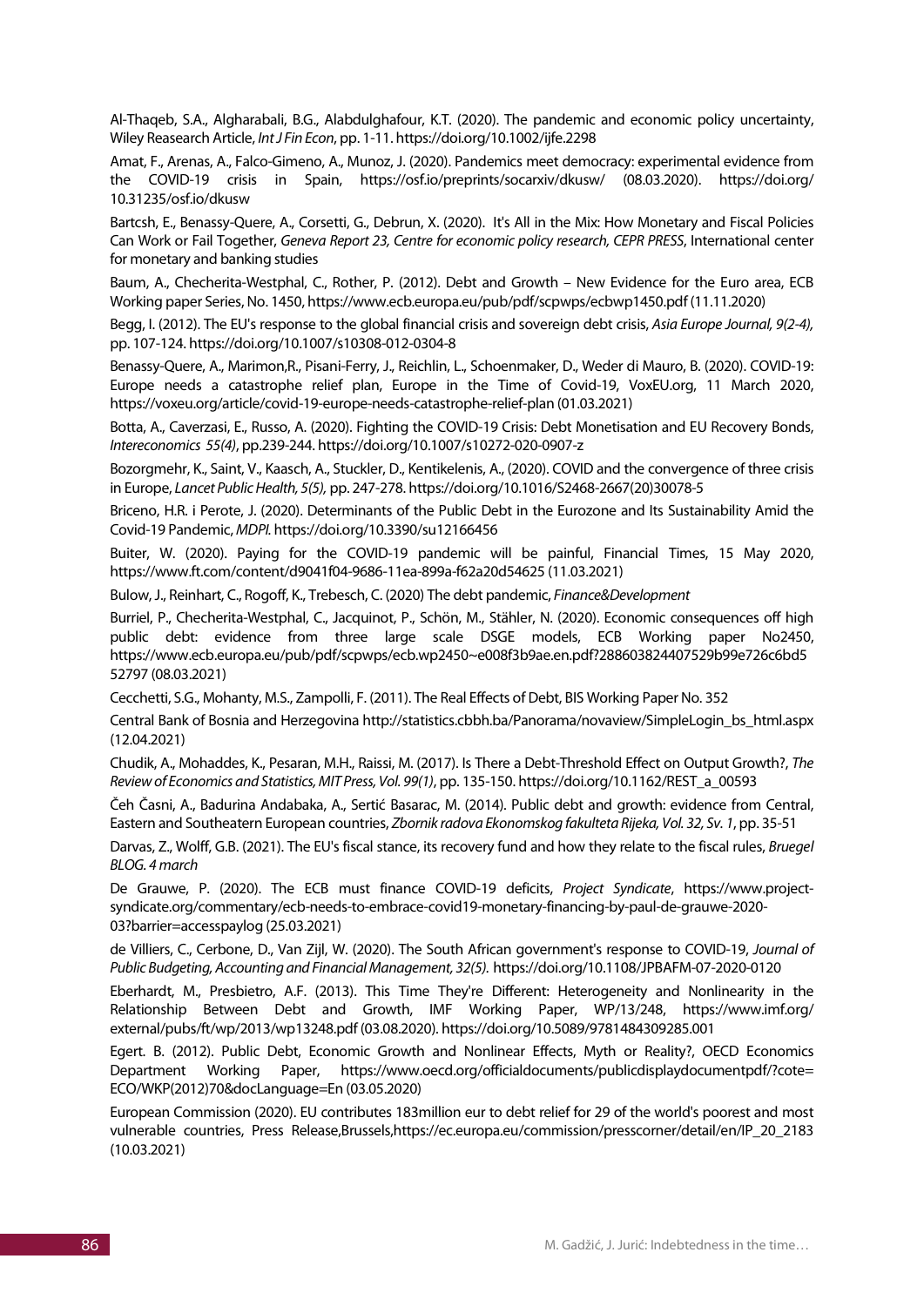Al-Thaqeb, S.A., Algharabali, B.G., Alabdulghafour, K.T. (2020). The pandemic and economic policy uncertainty, Wiley Reasearch Article, *Int J Fin Econ*, pp. 1-11. https://doi.org/10.1002/ijfe.2298

Amat, F., Arenas, A., Falco-Gimeno, A., Munoz, J. (2020). Pandemics meet democracy: experimental evidence from the COVID-19 crisis in Spain, https://osf.io/preprints/socarxiv/dkusw/ (08.03.2020). https://doi.org/10.31235/osf.io/dkusw

Bartcsh, E., Benassy-Quere, A., Corsetti, G., Debrun, X. (2020). It's All in the Mix: How Monetary and Fiscal Policies Can Work or Fail Together, *Geneva Report 23, Centre for economic policy research, CEPR PRESS*, International center for monetary and banking studies

Baum, A., Checherita-Westphal, C., Rother, P. (2012). Debt and Growth – New Evidence for the Euro area, ECB Working paper Series, No. 1450, https://www.ecb.europa.eu/pub/pdf/scpwps/ecbwp1450.pdf (11.11.2020)

Begg, I. (2012). The EU's response to the global financial crisis and sovereign debt crisis, *Asia Europe Journal, 9(2-4),* pp. 107-124. https://doi.org/10.1007/s10308-012-0304-8

Benassy-Quere, A., Marimon,R., Pisani-Ferry, J., Reichlin, L., Schoenmaker, D., Weder di Mauro, B. (2020). COVID-19: Europe needs a catastrophe relief plan, Europe in the Time of Covid-19, VoxEU.org, 11 March 2020, https://voxeu.org/article/covid-19-europe-needs-catastrophe-relief-plan (01.03.2021)

Botta, A., Caverzasi, E., Russo, A. (2020). Fighting the COVID-19 Crisis: Debt Monetisation and EU Recovery Bonds, *Intereconomics 55(4)*, pp.239-244. https://doi.org/10.1007/s10272-020-0907-z

Bozorgmehr, K., Saint, V., Kaasch, A., Stuckler, D., Kentikelenis, A., (2020). COVID and the convergence of three crisis in Europe, *Lancet Public Health, 5(5),* pp. 247-278. https://doi.org/10.1016/S2468-2667(20)30078-5

Briceno, H.R. i Perote, J. (2020). Determinants of the Public Debt in the Eurozone and Its Sustainability Amid the Covid-19 Pandemic, *MDPI.* https://doi.org/10.3390/su12166456

Buiter, W. (2020). Paying for the COVID-19 pandemic will be painful, Financial Times, 15 May 2020, https://www.ft.com/content/d9041f04-9686-11ea-899a-f62a20d54625 (11.03.2021)

Bulow, J., Reinhart, C., Rogoff, K., Trebesch, C. (2020) The debt pandemic, *Finance&Development*

Burriel, P., Checherita-Westphal, C., Jacquinot, P., Schön, M., Stähler, N. (2020). Economic consequences off high public debt: evidence from three large scale DSGE models, ECB Working paper No2450, https://www.ecb.europa.eu/pub/pdf/scpwps/ecb.wp2450~e008f3b9ae.en.pdf?288603824407529b99e726c6bd552797 (08.03.2021)

Cecchetti, S.G., Mohanty, M.S., Zampolli, F. (2011). The Real Effects of Debt, BIS Working Paper No. 352

Central Bank of Bosnia and Herzegovina http://statistics.cbbh.ba/Panorama/novaview/SimpleLogin_bs_html.aspx (12.04.2021)

Chudik, A., Mohaddes, K., Pesaran, M.H., Raissi, M. (2017). Is There a Debt-Threshold Effect on Output Growth?, *The Review of Economics and Statistics, MIT Press, Vol. 99(1)*, pp. 135-150. https://doi.org/10.1162/REST_a_00593

Čeh Časni, A., Badurina Andabaka, A., Sertić Basarac, M. (2014). Public debt and growth: evidence from Central, Eastern and Southeatern European countries, *Zbornik radova Ekonomskog fakulteta Rijeka, Vol. 32, Sv. 1*, pp. 35-51

Darvas, Z., Wolff, G.B. (2021). The EU's fiscal stance, its recovery fund and how they relate to the fiscal rules, *Bruegel BLOG. 4 march*

De Grauwe, P. (2020). The ECB must finance COVID-19 deficits, *Project Syndicate*, https://www.project-syndicate.org/commentary/ecb-needs-to-embrace-covid19-monetary-financing-by-paul-de-grauwe-2020-03?barrier=accesspaylog (25.03.2021)

de Villiers, C., Cerbone, D., Van Zijl, W. (2020). The South African government's response to COVID-19, *Journal of Public Budgeting, Accounting and Financial Management, 32(5).* https://doi.org/10.1108/JPBAFM-07-2020-0120

Eberhardt, M., Presbietro, A.F. (2013). This Time They're Different: Heterogeneity and Nonlinearity in the Relationship Between Debt and Growth, IMF Working Paper, WP/13/248, https://www.imf.org/external/pubs/ft/wp/2013/wp13248.pdf (03.08.2020). https://doi.org/10.5089/9781484309285.001

Egert. B. (2012). Public Debt, Economic Growth and Nonlinear Effects, Myth or Reality?, OECD Economics Department Working Paper, https://www.oecd.org/officialdocuments/publicdisplaydocumentpdf/?cote=ECO/WKP(2012)70&docLanguage=En (03.05.2020)

European Commission (2020). EU contributes 183million eur to debt relief for 29 of the world's poorest and most vulnerable countries, Press Release,Brussels,https://ec.europa.eu/commission/presscorner/detail/en/IP_20_2183 (10.03.2021)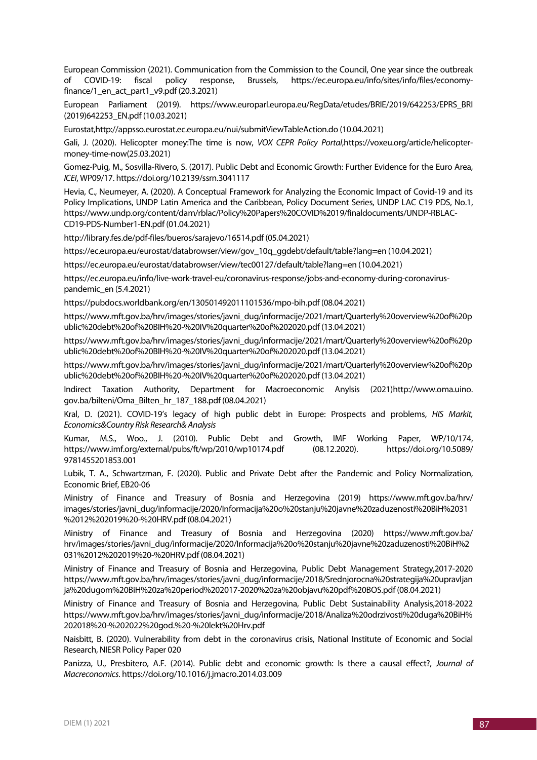European Commission (2021). Communication from the Commission to the Council, One year since the outbreak of COVID-19: fiscal policy response, Brussels, https://ec.europa.eu/info/sites/info/files/economy-finance/1_en_act_part1_v9.pdf (20.3.2021)

European Parliament (2019). https://www.europarl.europa.eu/RegData/etudes/BRIE/2019/642253/EPRS_BRI(2019)642253_EN.pdf (10.03.2021)

Eurostat,http://appsso.eurostat.ec.europa.eu/nui/submitViewTableAction.do (10.04.2021)

Gali, J. (2020). Helicopter money:The time is now, *VOX CEPR Policy Portal*,https://voxeu.org/article/helicopter-money-time-now(25.03.2021)

Gomez-Puig, M., Sosvilla-Rivero, S. (2017). Public Debt and Economic Growth: Further Evidence for the Euro Area, *ICEI*, WP09/17. https://doi.org/10.2139/ssrn.3041117

Hevia, C., Neumeyer, A. (2020). A Conceptual Framework for Analyzing the Economic Impact of Covid-19 and its Policy Implications, UNDP Latin America and the Caribbean, Policy Document Series, UNDP LAC C19 PDS, No.1, https://www.undp.org/content/dam/rblac/Policy%20Papers%20COVID%2019/finaldocuments/UNDP-RBLAC-CD19-PDS-Number1-EN.pdf (01.04.2021)

http://library.fes.de/pdf-files/bueros/sarajevo/16514.pdf (05.04.2021)

https://ec.europa.eu/eurostat/databrowser/view/gov_10q_ggdebt/default/table?lang=en (10.04.2021)

https://ec.europa.eu/eurostat/databrowser/view/tec00127/default/table?lang=en (10.04.2021)

https://ec.europa.eu/info/live-work-travel-eu/coronavirus-response/jobs-and-economy-during-coronavirus-pandemic_en (5.4.2021)

https://pubdocs.worldbank.org/en/130501492011101536/mpo-bih.pdf (08.04.2021)

https://www.mft.gov.ba/hrv/images/stories/javni_dug/informacije/2021/mart/Quarterly%20overview%20of%20public%20debt%20of%20BIH%20-%20IV%20quarter%20of%202020.pdf (13.04.2021)

https://www.mft.gov.ba/hrv/images/stories/javni_dug/informacije/2021/mart/Quarterly%20overview%20of%20public%20debt%20of%20BIH%20-%20IV%20quarter%20of%202020.pdf (13.04.2021)

https://www.mft.gov.ba/hrv/images/stories/javni_dug/informacije/2021/mart/Quarterly%20overview%20of%20public%20debt%20of%20BIH%20-%20IV%20quarter%20of%202020.pdf (13.04.2021)

Indirect Taxation Authority, Department for Macroeconomic Anylsis (2021)http://www.oma.uino.gov.ba/bilteni/Oma_Bilten_hr_187_188.pdf (08.04.2021)

Kral, D. (2021). COVID-19's legacy of high public debt in Europe: Prospects and problems, *HIS Markit, Economics&Country Risk Research& Analysis*

Kumar, M.S., Woo., J. (2010). Public Debt and Growth, IMF Working Paper, WP/10/174, https://www.imf.org/external/pubs/ft/wp/2010/wp10174.pdf (08.12.2020). https://doi.org/10.5089/9781455201853.001

Lubik, T. A., Schwartzman, F. (2020). Public and Private Debt after the Pandemic and Policy Normalization, Economic Brief, EB20-06

Ministry of Finance and Treasury of Bosnia and Herzegovina (2019) https://www.mft.gov.ba/hrv/images/stories/javni_dug/informacije/2020/Informacija%20o%20stanju%20javne%20zaduzenosti%20BiH%2031%2012%202019%20-%20HRV.pdf (08.04.2021)

Ministry of Finance and Treasury of Bosnia and Herzegovina (2020) https://www.mft.gov.ba/hrv/images/stories/javni_dug/informacije/2020/Informacija%20o%20stanju%20javne%20zaduzenosti%20BiH%2031%2012%202019%20-%20HRV.pdf (08.04.2021)

Ministry of Finance and Treasury of Bosnia and Herzegovina, Public Debt Management Strategy,2017-2020 https://www.mft.gov.ba/hrv/images/stories/javni_dug/informacije/2018/Srednjorocna%20strategija%20upravljanja%20dugom%20BiH%20za%20period%202017-2020%20za%20objavu%20pdf%20BOS.pdf (08.04.2021)

Ministry of Finance and Treasury of Bosnia and Herzegovina, Public Debt Sustainability Analysis,2018-2022 https://www.mft.gov.ba/hrv/images/stories/javni_dug/informacije/2018/Analiza%20odrzivosti%20duga%20BiH%202018%20-%202022%20god.%20-%20lekt%20Hrv.pdf

Naisbitt, B. (2020). Vulnerability from debt in the coronavirus crisis, National Institute of Economic and Social Research, NIESR Policy Paper 020

Panizza, U., Presbitero, A.F. (2014). Public debt and economic growth: Is there a causal effect?, *Journal of Macreconomics*. https://doi.org/10.1016/j.jmacro.2014.03.009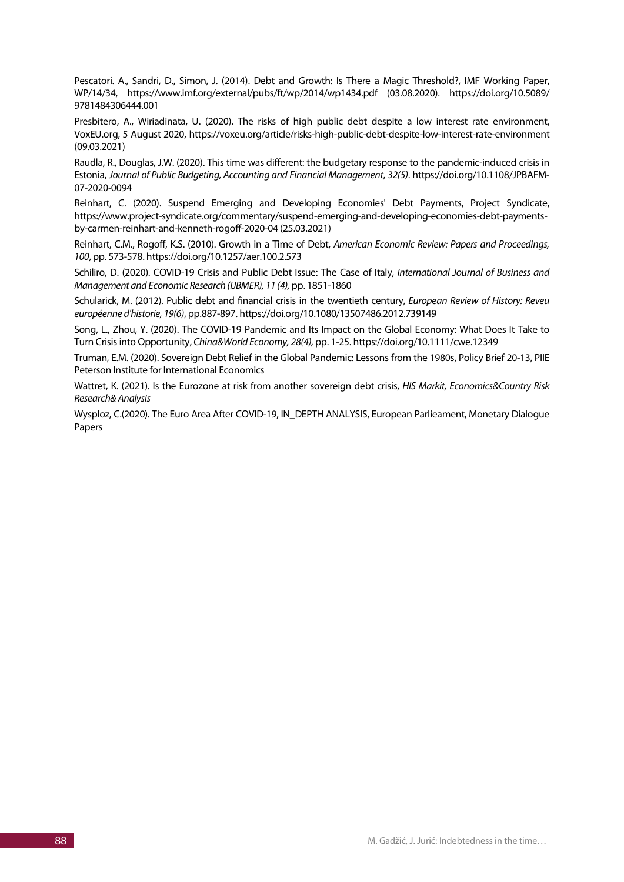Pescatori. A., Sandri, D., Simon, J. (2014). Debt and Growth: Is There a Magic Threshold?, IMF Working Paper, WP/14/34, https://www.imf.org/external/pubs/ft/wp/2014/wp1434.pdf (03.08.2020). https://doi.org/10.5089/9781484306444.001

Presbitero, A., Wiriadinata, U. (2020). The risks of high public debt despite a low interest rate environment, VoxEU.org, 5 August 2020, https://voxeu.org/article/risks-high-public-debt-despite-low-interest-rate-environment (09.03.2021)

Raudla, R., Douglas, J.W. (2020). This time was different: the budgetary response to the pandemic-induced crisis in Estonia, *Journal of Public Budgeting, Accounting and Financial Management*, *32(5)*. https://doi.org/10.1108/JPBAFM-07-2020-0094

Reinhart, C. (2020). Suspend Emerging and Developing Economies' Debt Payments, Project Syndicate, https://www.project-syndicate.org/commentary/suspend-emerging-and-developing-economies-debt-payments-by-carmen-reinhart-and-kenneth-rogoff-2020-04 (25.03.2021)

Reinhart, C.M., Rogoff, K.S. (2010). Growth in a Time of Debt, *American Economic Review: Papers and Proceedings, 100*, pp. 573-578. https://doi.org/10.1257/aer.100.2.573

Schiliro, D. (2020). COVID-19 Crisis and Public Debt Issue: The Case of Italy, *International Journal of Business and Management and Economic Research (IJBMER), 11 (4),* pp. 1851-1860

Schularick, M. (2012). Public debt and financial crisis in the twentieth century, *European Review of History: Reveu européenne d'historie, 19(6)*, pp.887-897. https://doi.org/10.1080/13507486.2012.739149

Song, L., Zhou, Y. (2020). The COVID-19 Pandemic and Its Impact on the Global Economy: What Does It Take to Turn Crisis into Opportunity, *China&World Economy, 28(4),* pp. 1-25. https://doi.org/10.1111/cwe.12349

Truman, E.M. (2020). Sovereign Debt Relief in the Global Pandemic: Lessons from the 1980s, Policy Brief 20-13, PIIE Peterson Institute for International Economics

Wattret, K. (2021). Is the Eurozone at risk from another sovereign debt crisis, *HIS Markit, Economics&Country Risk Research& Analysis*

Wysploz, C.(2020). The Euro Area After COVID-19, IN_DEPTH ANALYSIS, European Parlieament, Monetary Dialogue Papers